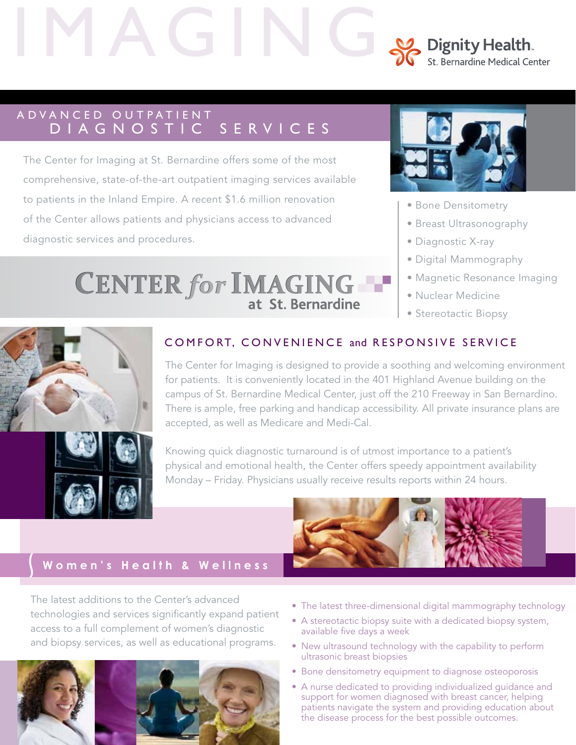# IMAGING

Dignity Health.
St. Bernardine Medical Center

## ADVANCED OUTPATIENT DIAGNOSTIC SERVICES

The Center for Imaging at St. Bernardine offers some of the most comprehensive, state-of-the-art outpatient imaging services available to patients in the Inland Empire. A recent $1.6 million renovation of the Center allows patients and physicians access to advanced diagnostic services and procedures.

**CENTER *for* IMAGING at St. Bernardine**

- Bone Densitometry
- Breast Ultrasonography
- Diagnostic X-ray
- Digital Mammography
- Magnetic Resonance Imaging
- Nuclear Medicine
- Stereotactic Biopsy

## COMFORT, CONVENIENCE and RESPONSIVE SERVICE

The Center for Imaging is designed to provide a soothing and welcoming environment for patients. It is conveniently located in the 401 Highland Avenue building on the campus of St. Bernardine Medical Center, just off the 210 Freeway in San Bernardino. There is ample, free parking and handicap accessibility. All private insurance plans are accepted, as well as Medicare and Medi-Cal.

Knowing quick diagnostic turnaround is of utmost importance to a patient's physical and emotional health, the Center offers speedy appointment availability Monday – Friday. Physicians usually receive results reports within 24 hours.

## Women's Health & Wellness

The latest additions to the Center's advanced technologies and services significantly expand patient access to a full complement of women's diagnostic and biopsy services, as well as educational programs.

- The latest three-dimensional digital mammography technology
- A stereotactic biopsy suite with a dedicated biopsy system, available five days a week
- New ultrasound technology with the capability to perform ultrasonic breast biopsies
- Bone densitometry equipment to diagnose osteoporosis
- A nurse dedicated to providing individualized guidance and support for women diagnosed with breast cancer, helping patients navigate the system and providing education about the disease process for the best possible outcomes.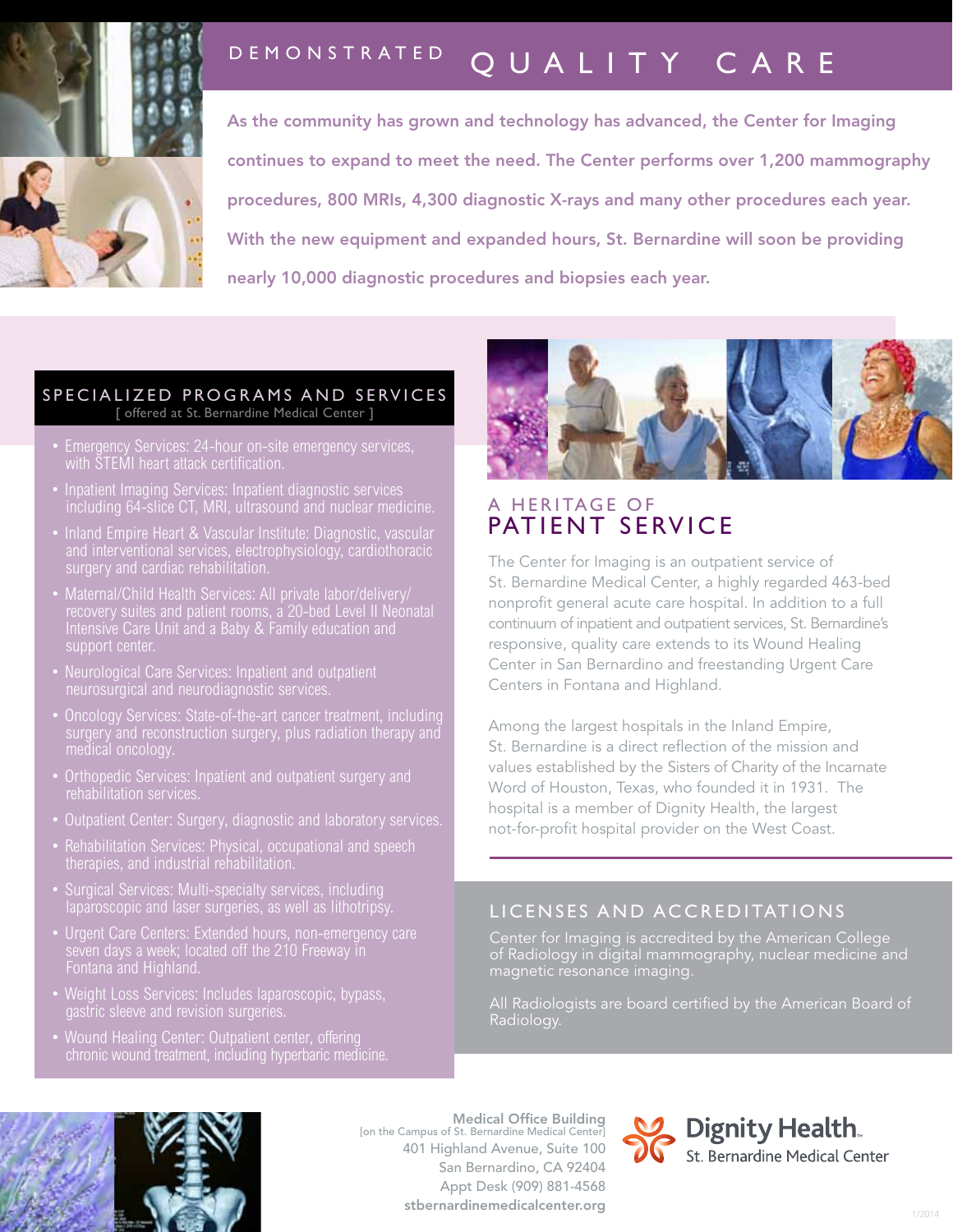# DEMONSTRATED QUALITY CARE

As the community has grown and technology has advanced, the Center for Imaging continues to expand to meet the need. The Center performs over 1,200 mammography procedures, 800 MRIs, 4,300 diagnostic X-rays and many other procedures each year. With the new equipment and expanded hours, St. Bernardine will soon be providing nearly 10,000 diagnostic procedures and biopsies each year.

## SPECIALIZED PROGRAMS AND SERVICES

[ offered at St. Bernardine Medical Center ]

- Emergency Services: 24-hour on-site emergency services, with STEMI heart attack certification.
- Inpatient Imaging Services: Inpatient diagnostic services including 64-slice CT, MRI, ultrasound and nuclear medicine.
- Inland Empire Heart & Vascular Institute: Diagnostic, vascular and interventional services, electrophysiology, cardiothoracic surgery and cardiac rehabilitation.
- Maternal/Child Health Services: All private labor/delivery/recovery suites and patient rooms, a 20-bed Level II Neonatal Intensive Care Unit and a Baby & Family education and support center.
- Neurological Care Services: Inpatient and outpatient neurosurgical and neurodiagnostic services.
- Oncology Services: State-of-the-art cancer treatment, including surgery and reconstruction surgery, plus radiation therapy and medical oncology.
- Orthopedic Services: Inpatient and outpatient surgery and rehabilitation services.
- Outpatient Center: Surgery, diagnostic and laboratory services.
- Rehabilitation Services: Physical, occupational and speech therapies, and industrial rehabilitation.
- Surgical Services: Multi-specialty services, including laparoscopic and laser surgeries, as well as lithotripsy.
- Urgent Care Centers: Extended hours, non-emergency care seven days a week; located off the 210 Freeway in Fontana and Highland.
- Weight Loss Services: Includes laparoscopic, bypass, gastric sleeve and revision surgeries.
- Wound Healing Center: Outpatient center, offering chronic wound treatment, including hyperbaric medicine.

## A HERITAGE OF PATIENT SERVICE

The Center for Imaging is an outpatient service of St. Bernardine Medical Center, a highly regarded 463-bed nonprofit general acute care hospital. In addition to a full continuum of inpatient and outpatient services, St. Bernardine's responsive, quality care extends to its Wound Healing Center in San Bernardino and freestanding Urgent Care Centers in Fontana and Highland.

Among the largest hospitals in the Inland Empire, St. Bernardine is a direct reflection of the mission and values established by the Sisters of Charity of the Incarnate Word of Houston, Texas, who founded it in 1931. The hospital is a member of Dignity Health, the largest not-for-profit hospital provider on the West Coast.

## LICENSES AND ACCREDITATIONS

Center for Imaging is accredited by the American College of Radiology in digital mammography, nuclear medicine and magnetic resonance imaging.

All Radiologists are board certified by the American Board of Radiology.

**Medical Office Building**
[on the Campus of St. Bernardine Medical Center]
401 Highland Avenue, Suite 100
San Bernardino, CA 92404
Appt Desk (909) 881-4568
**stbernardinemedicalcenter.org**

Dignity Health.
St. Bernardine Medical Center

1/2014